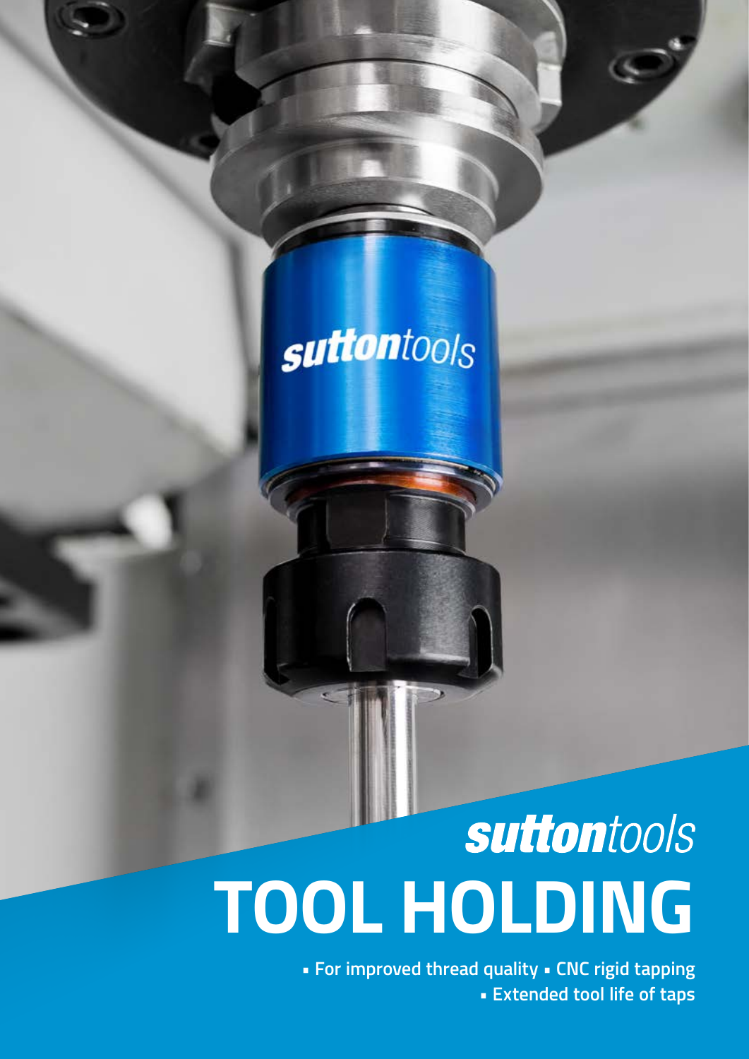suttontools

# TOOL HOLDING

- For improved thread quality
- CNC rigid tapping
- Extended tool life of taps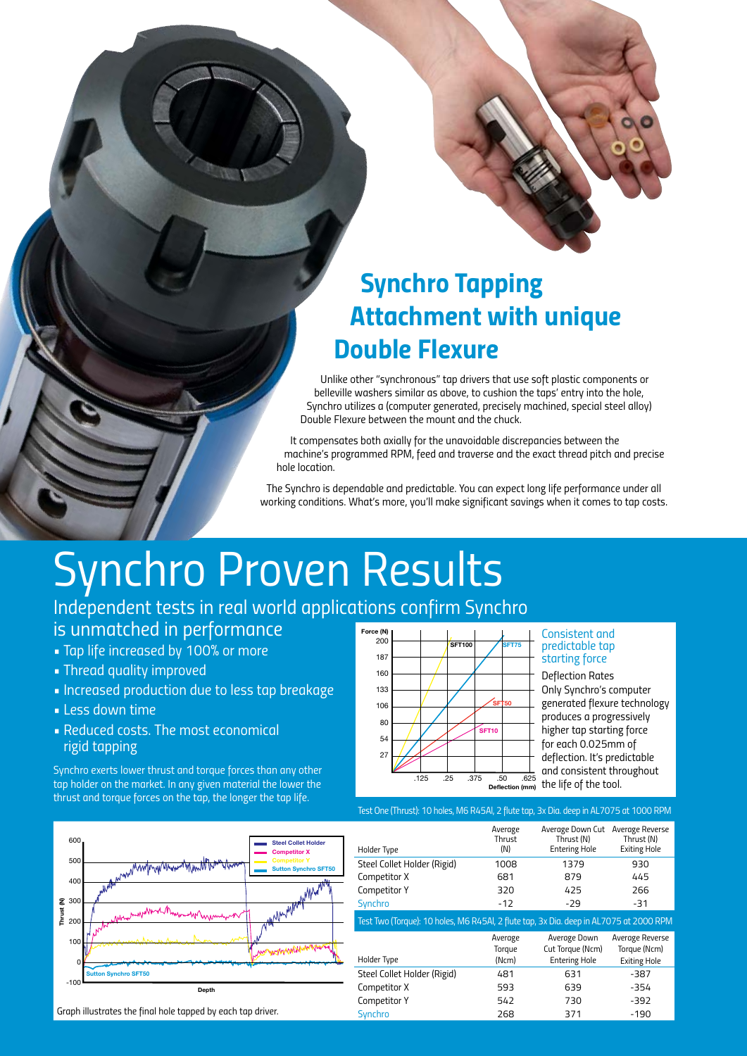## Synchro Tapping Attachment with unique Double Flexure

Unlike other "synchronous" tap drivers that use soft plastic components or belleville washers similar as above, to cushion the taps' entry into the hole, Synchro utilizes a (computer generated, precisely machined, special steel alloy) Double Flexure between the mount and the chuck.

It compensates both axially for the unavoidable discrepancies between the machine's programmed RPM, feed and traverse and the exact thread pitch and precise hole location.

The Synchro is dependable and predictable. You can expect long life performance under all working conditions. What's more, you'll make significant savings when it comes to tap costs.

# Synchro Proven Results

## Independent tests in real world applications confirm Synchro is unmatched in performance

- Tap life increased by 100% or more
- Thread quality improved
- Increased production due to less tap breakage
- Less down time
- Reduced costs. The most economical rigid tapping

Synchro exerts lower thrust and torque forces than any other tap holder on the market. In any given material the lower the thrust and torque forces on the tap, the longer the tap life.

### Consistent and predictable tap starting force

Deflection Rates

Only Synchro's computer generated flexure technology produces a progressively higher tap starting force for each 0.025mm of deflection. It's predictable and consistent throughout the life of the tool.

Graph illustrates the final hole tapped by each tap driver.

Test One (Thrust): 10 holes, M6 R45Al, 2 flute tap, 3x Dia. deep in AL7075 at 1000 RPM

| Holder Type | Average Thrust (N) | Average Down Cut Thrust (N) Entering Hole | Average Reverse Thrust (N) Exiting Hole |
|---|---|---|---|
| Steel Collet Holder (Rigid) | 1008 | 1379 | 930 |
| Competitor X | 681 | 879 | 445 |
| Competitor Y | 320 | 425 | 266 |
| Synchro | -12 | -29 | -31 |

Test Two (Torque): 10 holes, M6 R45Al, 2 flute tap, 3x Dia. deep in AL7075 at 2000 RPM

| Holder Type | Average Torque (Ncm) | Average Down Cut Torque (Ncm) Entering Hole | Average Reverse Torque (Ncm) Exiting Hole |
|---|---|---|---|
| Steel Collet Holder (Rigid) | 481 | 631 | -387 |
| Competitor X | 593 | 639 | -354 |
| Competitor Y | 542 | 730 | -392 |
| Synchro | 268 | 371 | -190 |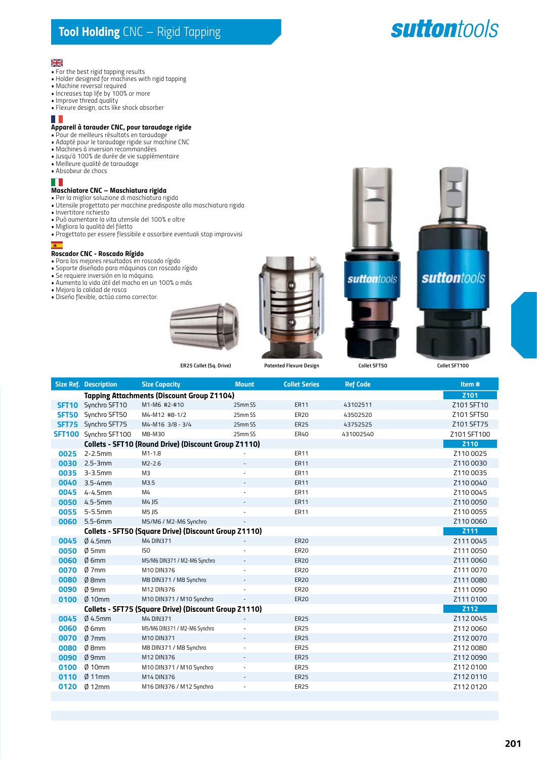## Tool Holding CNC – Rigid Tapping

- For the best rigid tapping results
- Holder designed for machines with rigid tapping
- Machine reversal required
- Increases tap life by 100% or more
- Improve thread quality
- Flexure design, acts like shock absorber

**Appareil à tarauder CNC, pour taraudage rigide**
- Pour de meilleurs résultats en taraudage
- Adapté pour le taraudage rigide sur machine CNC
- Machines à inversion recommandées
- Jusqu'à 100% de durée de vie supplémentaire
- Meilleure qualité de taraudage
- Absobeur de chocs

**Maschiatore CNC – Maschiatura rigida**
- Per la miglior soluzione di maschiatura rigida
- Utensile progettato per macchine predisposte alla maschiatura rigida
- Invertitore richiesto
- Può aumentare la vita utensile del 100% e oltre
- Migliora la qualità del filetto
- Progettato per essere flessibile e assorbire eventuali stop improvvisi

**Roscador CNC - Roscado Rígido**
- Para los mejores resultados en roscado rígido
- Soporte diseñado para máquinas con roscado rígido
- Se requiere inversión en la máquina.
- Aumenta la vida útil del macho en un 100% o más
- Mejora la calidad de rosca
- Diseño flexible, actúa como corrector.

ER25 Collet (Sq. Drive)

Patented Flexure Design

Collet SFT50

Collet SFT100

| Size Ref. | Description | Size Capacity | Mount | Collet Series | Ref Code | Item # |
|---|---|---|---|---|---|---|
| | **Tapping Attachments (Discount Group Z1104)** | | | | | **Z101** |
| SFT10 | Synchro SFT10 | M1-M6 #2-#10 | 25mm SS | ER11 | 43102511 | Z101 SFT10 |
| SFT50 | Synchro SFT50 | M4-M12 #8-1/2 | 25mm SS | ER20 | 43502520 | Z101 SFT50 |
| SFT75 | Synchro SFT75 | M4-M16 3/8 - 3/4 | 25mm SS | ER25 | 43752525 | Z101 SFT75 |
| SFT100 | Synchro SFT100 | M8-M30 | 25mm SS | ER40 | 431002540 | Z101 SFT100 |
| | **Collets - SFT10 (Round Drive) (Discount Group Z1110)** | | | | | **Z110** |
| 0025 | 2-2.5mm | M1-1.8 | - | ER11 | | Z110 0025 |
| 0030 | 2.5-3mm | M2-2.6 | - | ER11 | | Z110 0030 |
| 0035 | 3-3.5mm | M3 | - | ER11 | | Z110 0035 |
| 0040 | 3.5-4mm | M3.5 | - | ER11 | | Z110 0040 |
| 0045 | 4-4.5mm | M4 | - | ER11 | | Z110 0045 |
| 0050 | 4.5-5mm | M4 JIS | - | ER11 | | Z110 0050 |
| 0055 | 5-5.5mm | M5 JIS | - | ER11 | | Z110 0055 |
| 0060 | 5.5-6mm | M5/M6 / M2-M6 Synchro | - | | | Z110 0060 |
| | **Collets - SFT50 (Square Drive) (Discount Group Z1110)** | | | | | **Z111** |
| 0045 | Ø 4.5mm | M4 DIN371 | - | ER20 | | Z111 0045 |
| 0050 | Ø 5mm | ISO | - | ER20 | | Z111 0050 |
| 0060 | Ø 6mm | M5/M6 DIN371 / M2-M6 Synchro | - | ER20 | | Z111 0060 |
| 0070 | Ø 7mm | M10 DIN376 | - | ER20 | | Z111 0070 |
| 0080 | Ø 8mm | M8 DIN371 / M8 Synchro | - | ER20 | | Z111 0080 |
| 0090 | Ø 9mm | M12 DIN376 | - | ER20 | | Z111 0090 |
| 0100 | Ø 10mm | M10 DIN371 / M10 Synchro | - | ER20 | | Z111 0100 |
| | **Collets - SFT75 (Square Drive) (Discount Group Z1110)** | | | | | **Z112** |
| 0045 | Ø 4.5mm | M4 DIN371 | - | ER25 | | Z112 0045 |
| 0060 | Ø 6mm | M5/M6 DIN371 / M2-M6 Synchro | - | ER25 | | Z112 0060 |
| 0070 | Ø 7mm | M10 DIN371 | - | ER25 | | Z112 0070 |
| 0080 | Ø 8mm | M8 DIN371 / M8 Synchro | - | ER25 | | Z112 0080 |
| 0090 | Ø 9mm | M12 DIN376 | - | ER25 | | Z112 0090 |
| 0100 | Ø 10mm | M10 DIN371 / M10 Synchro | - | ER25 | | Z112 0100 |
| 0110 | Ø 11mm | M14 DIN376 | - | ER25 | | Z112 0110 |
| 0120 | Ø 12mm | M16 DIN376 / M12 Synchro | - | ER25 | | Z112 0120 |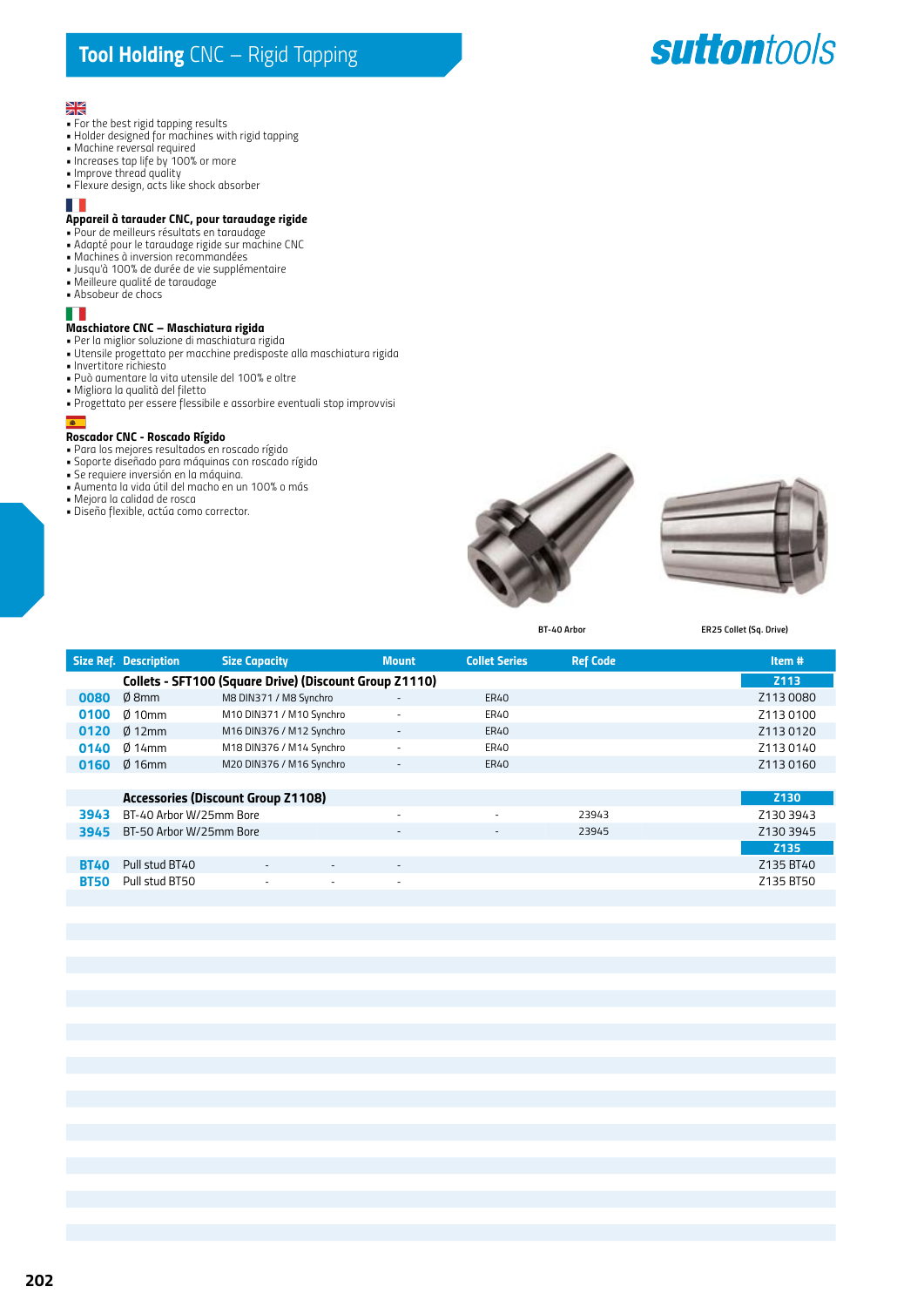## Tool Holding CNC – Rigid Tapping

- For the best rigid tapping results
- Holder designed for machines with rigid tapping
- Machine reversal required
- Increases tap life by 100% or more
- Improve thread quality
- Flexure design, acts like shock absorber

**Appareil à tarauder CNC, pour taraudage rigide**

- Pour de meilleurs résultats en taraudage
- Adapté pour le taraudage rigide sur machine CNC
- Machines à inversion recommandées
- Jusqu'à 100% de durée de vie supplémentaire
- Meilleure qualité de taraudage
- Absobeur de chocs

**Maschiatore CNC – Maschiatura rigida**

- Per la miglior soluzione di maschiatura rigida
- Utensile progettato per macchine predisposte alla maschiatura rigida
- Invertitore richiesto
- Può aumentare la vita utensile del 100% e oltre
- Migliora la qualità del filetto
- Progettato per essere flessibile e assorbire eventuali stop improvvisi

**Roscador CNC - Roscado Rígido**

- Para los mejores resultados en roscado rígido
- Soporte diseñado para máquinas con roscado rígido
- Se requiere inversión en la máquina.
- Aumenta la vida útil del macho en un 100% o más
- Mejora la calidad de rosca
- Diseño flexible, actúa como corrector.

BT-40 Arbor

ER25 Collet (Sq. Drive)

| Size Ref. | Description | Size Capacity | Mount | Collet Series | Ref Code | Item # |
|---|---|---|---|---|---|---|
| | **Collets - SFT100 (Square Drive) (Discount Group Z1110)** | | | | | **Z113** |
| 0080 | Ø 8mm | M8 DIN371 / M8 Synchro | - | ER40 | | Z113 0080 |
| 0100 | Ø 10mm | M10 DIN371 / M10 Synchro | - | ER40 | | Z113 0100 |
| 0120 | Ø 12mm | M16 DIN376 / M12 Synchro | - | ER40 | | Z113 0120 |
| 0140 | Ø 14mm | M18 DIN376 / M14 Synchro | - | ER40 | | Z113 0140 |
| 0160 | Ø 16mm | M20 DIN376 / M16 Synchro | - | ER40 | | Z113 0160 |
| | **Accessories (Discount Group Z1108)** | | | | | **Z130** |
| 3943 | BT-40 Arbor W/25mm Bore | | - | - | 23943 | Z130 3943 |
| 3945 | BT-50 Arbor W/25mm Bore | | - | - | 23945 | Z130 3945 |
| | | | | | | **Z135** |
| BT40 | Pull stud BT40 | - - | - | | | Z135 BT40 |
| BT50 | Pull stud BT50 | - - | - | | | Z135 BT50 |